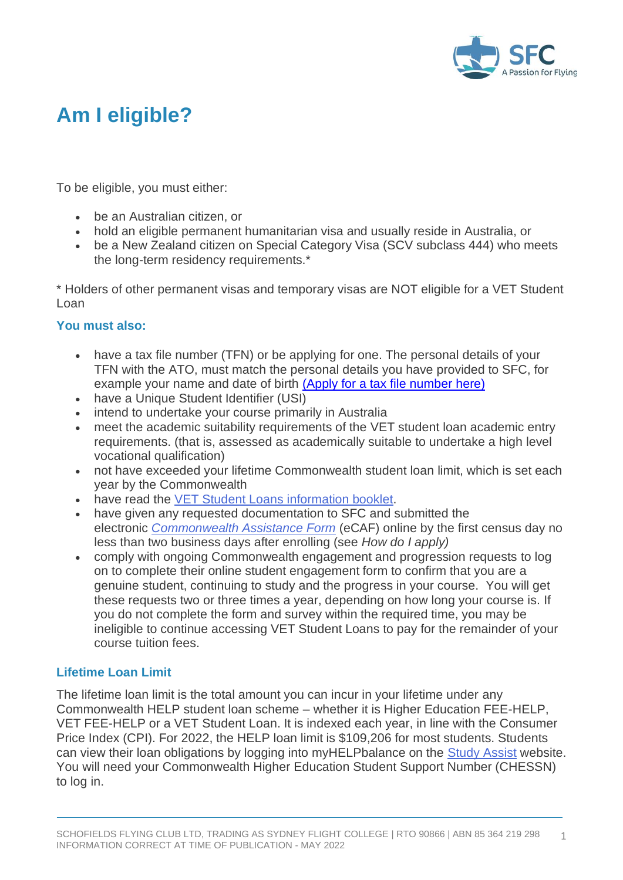# Am I eligible?

To be eligible, you must either:

- be an Australian citizen, or
- hold an eligible permanent humanitarian visa and usually reside in Australia, or
- be a New Zealand citizen on Special Category Visa (SCV subclass 444) who meets the long-term residency requirements.*

* Holders of other permanent visas and temporary visas are NOT eligible for a VET Student Loan

### You must also:

- have a tax file number (TFN) or be applying for one. The personal details of your TFN with the ATO, must match the personal details you have provided to SFC, for example your name and date of birth (Apply for a tax file number here)
- have a Unique Student Identifier (USI)
- intend to undertake your course primarily in Australia
- meet the academic suitability requirements of the VET student loan academic entry requirements. (that is, assessed as academically suitable to undertake a high level vocational qualification)
- not have exceeded your lifetime Commonwealth student loan limit, which is set each year by the Commonwealth
- have read the VET Student Loans information booklet.
- have given any requested documentation to SFC and submitted the electronic *Commonwealth Assistance Form* (eCAF) online by the first census day no less than two business days after enrolling (see *How do I apply)*
- comply with ongoing Commonwealth engagement and progression requests to log on to complete their online student engagement form to confirm that you are a genuine student, continuing to study and the progress in your course. You will get these requests two or three times a year, depending on how long your course is. If you do not complete the form and survey within the required time, you may be ineligible to continue accessing VET Student Loans to pay for the remainder of your course tuition fees.

### Lifetime Loan Limit

The lifetime loan limit is the total amount you can incur in your lifetime under any Commonwealth HELP student loan scheme – whether it is Higher Education FEE-HELP, VET FEE-HELP or a VET Student Loan. It is indexed each year, in line with the Consumer Price Index (CPI). For 2022, the HELP loan limit is $109,206 for most students. Students can view their loan obligations by logging into myHELPbalance on the Study Assist website. You will need your Commonwealth Higher Education Student Support Number (CHESSN) to log in.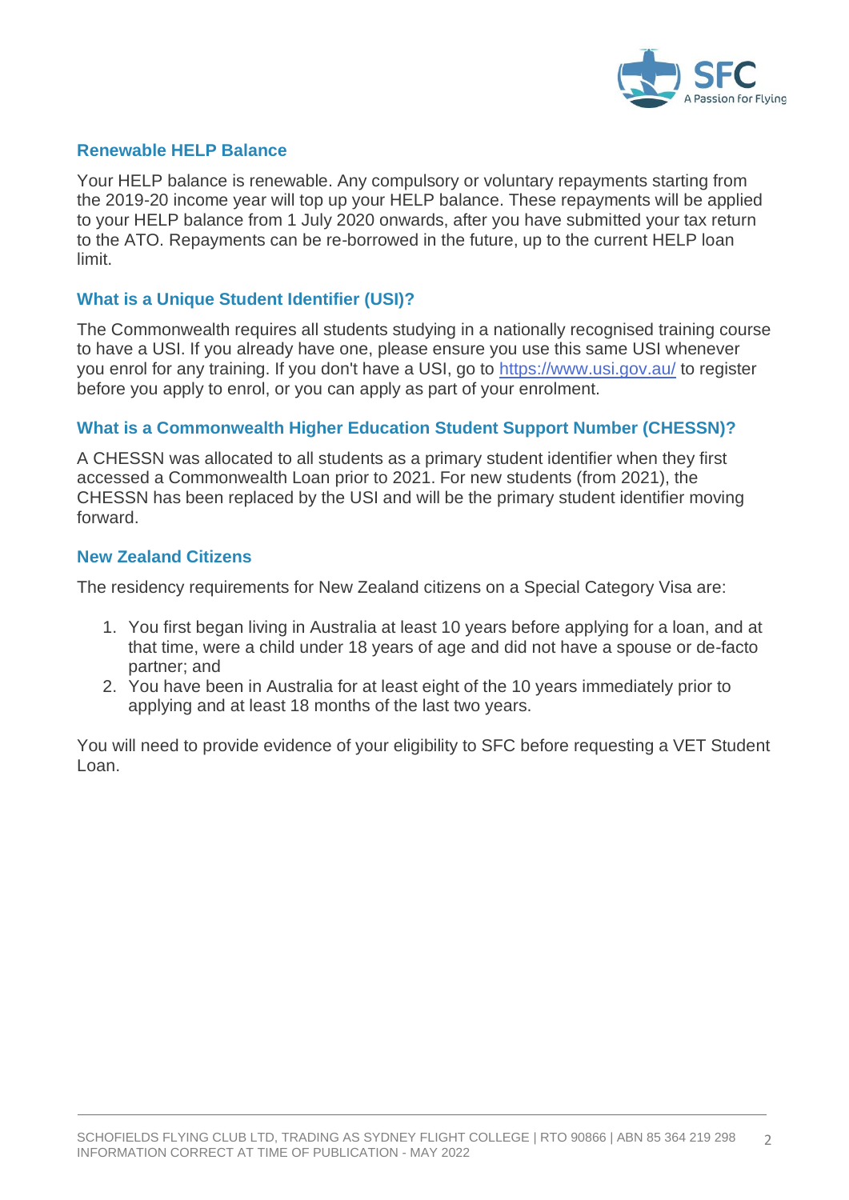## Renewable HELP Balance

Your HELP balance is renewable. Any compulsory or voluntary repayments starting from the 2019-20 income year will top up your HELP balance. These repayments will be applied to your HELP balance from 1 July 2020 onwards, after you have submitted your tax return to the ATO. Repayments can be re-borrowed in the future, up to the current HELP loan limit.

## What is a Unique Student Identifier (USI)?

The Commonwealth requires all students studying in a nationally recognised training course to have a USI. If you already have one, please ensure you use this same USI whenever you enrol for any training. If you don't have a USI, go to [https://www.usi.gov.au/](https://www.usi.gov.au/) to register before you apply to enrol, or you can apply as part of your enrolment.

## What is a Commonwealth Higher Education Student Support Number (CHESSN)?

A CHESSN was allocated to all students as a primary student identifier when they first accessed a Commonwealth Loan prior to 2021. For new students (from 2021), the CHESSN has been replaced by the USI and will be the primary student identifier moving forward.

## New Zealand Citizens

The residency requirements for New Zealand citizens on a Special Category Visa are:

1. You first began living in Australia at least 10 years before applying for a loan, and at that time, were a child under 18 years of age and did not have a spouse or de-facto partner; and
2. You have been in Australia for at least eight of the 10 years immediately prior to applying and at least 18 months of the last two years.

You will need to provide evidence of your eligibility to SFC before requesting a VET Student Loan.